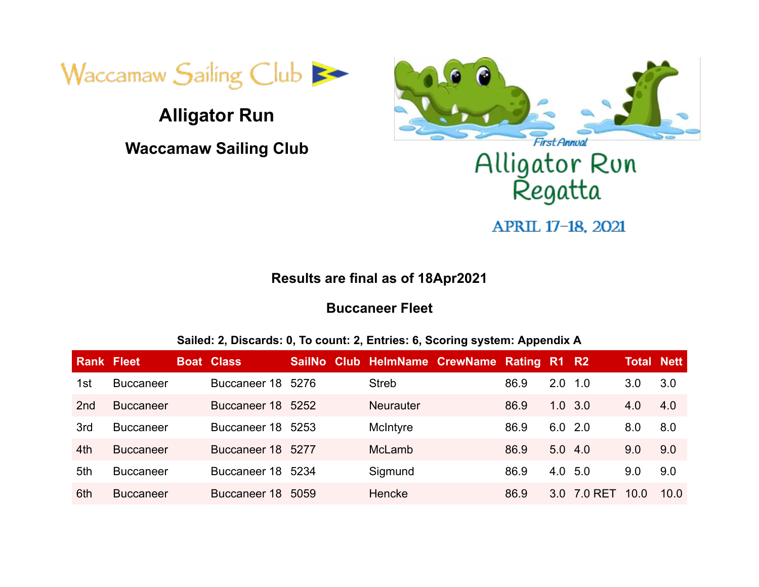Waccamaw Sailing Club

# Alligator Run

## Waccamaw Sailing Club

First Annual
Alligator Run Regatta
APRIL 17-18, 2021

**Results are final as of 18Apr2021**

**Buccaneer Fleet**

**Sailed: 2, Discards: 0, To count: 2, Entries: 6, Scoring system: Appendix A**

| Rank | Fleet | Boat | Class | SailNo | Club | HelmName | CrewName | Rating | R1 | R2 | Total | Nett |
|---|---|---|---|---|---|---|---|---|---|---|---|---|
| 1st | Buccaneer | | Buccaneer 18 | 5276 | | Streb | | 86.9 | 2.0 | 1.0 | 3.0 | 3.0 |
| 2nd | Buccaneer | | Buccaneer 18 | 5252 | | Neurauter | | 86.9 | 1.0 | 3.0 | 4.0 | 4.0 |
| 3rd | Buccaneer | | Buccaneer 18 | 5253 | | McIntyre | | 86.9 | 6.0 | 2.0 | 8.0 | 8.0 |
| 4th | Buccaneer | | Buccaneer 18 | 5277 | | McLamb | | 86.9 | 5.0 | 4.0 | 9.0 | 9.0 |
| 5th | Buccaneer | | Buccaneer 18 | 5234 | | Sigmund | | 86.9 | 4.0 | 5.0 | 9.0 | 9.0 |
| 6th | Buccaneer | | Buccaneer 18 | 5059 | | Hencke | | 86.9 | 3.0 | 7.0 RET | 10.0 | 10.0 |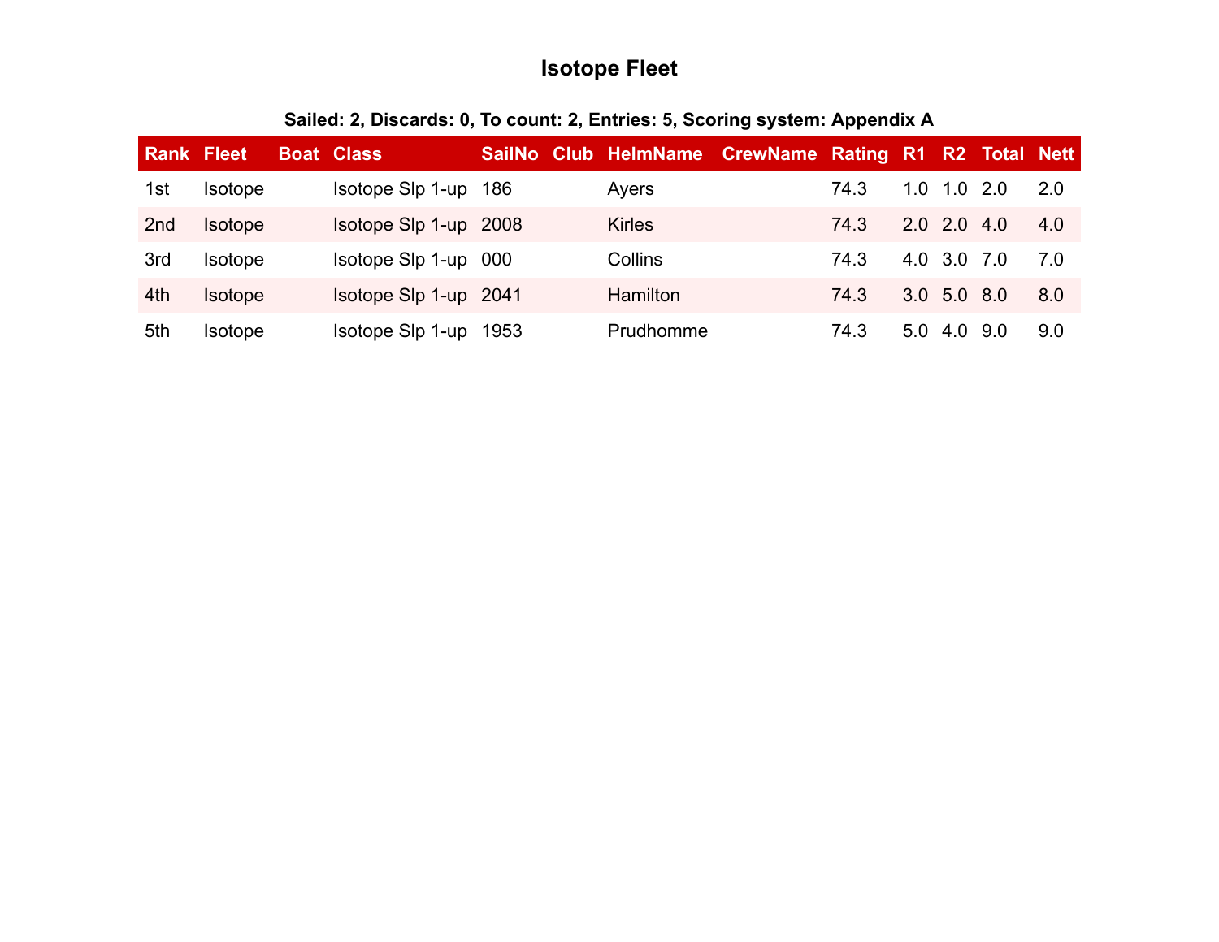# Isotope Fleet

**Sailed: 2, Discards: 0, To count: 2, Entries: 5, Scoring system: Appendix A**

| Rank | Fleet | Boat | Class | SailNo | Club | HelmName | CrewName | Rating | R1 | R2 | Total | Nett |
|---|---|---|---|---|---|---|---|---|---|---|---|---|
| 1st | Isotope | | Isotope Slp 1-up | 186 | | Ayers | | 74.3 | 1.0 | 1.0 | 2.0 | 2.0 |
| 2nd | Isotope | | Isotope Slp 1-up | 2008 | | Kirles | | 74.3 | 2.0 | 2.0 | 4.0 | 4.0 |
| 3rd | Isotope | | Isotope Slp 1-up | 000 | | Collins | | 74.3 | 4.0 | 3.0 | 7.0 | 7.0 |
| 4th | Isotope | | Isotope Slp 1-up | 2041 | | Hamilton | | 74.3 | 3.0 | 5.0 | 8.0 | 8.0 |
| 5th | Isotope | | Isotope Slp 1-up | 1953 | | Prudhomme | | 74.3 | 5.0 | 4.0 | 9.0 | 9.0 |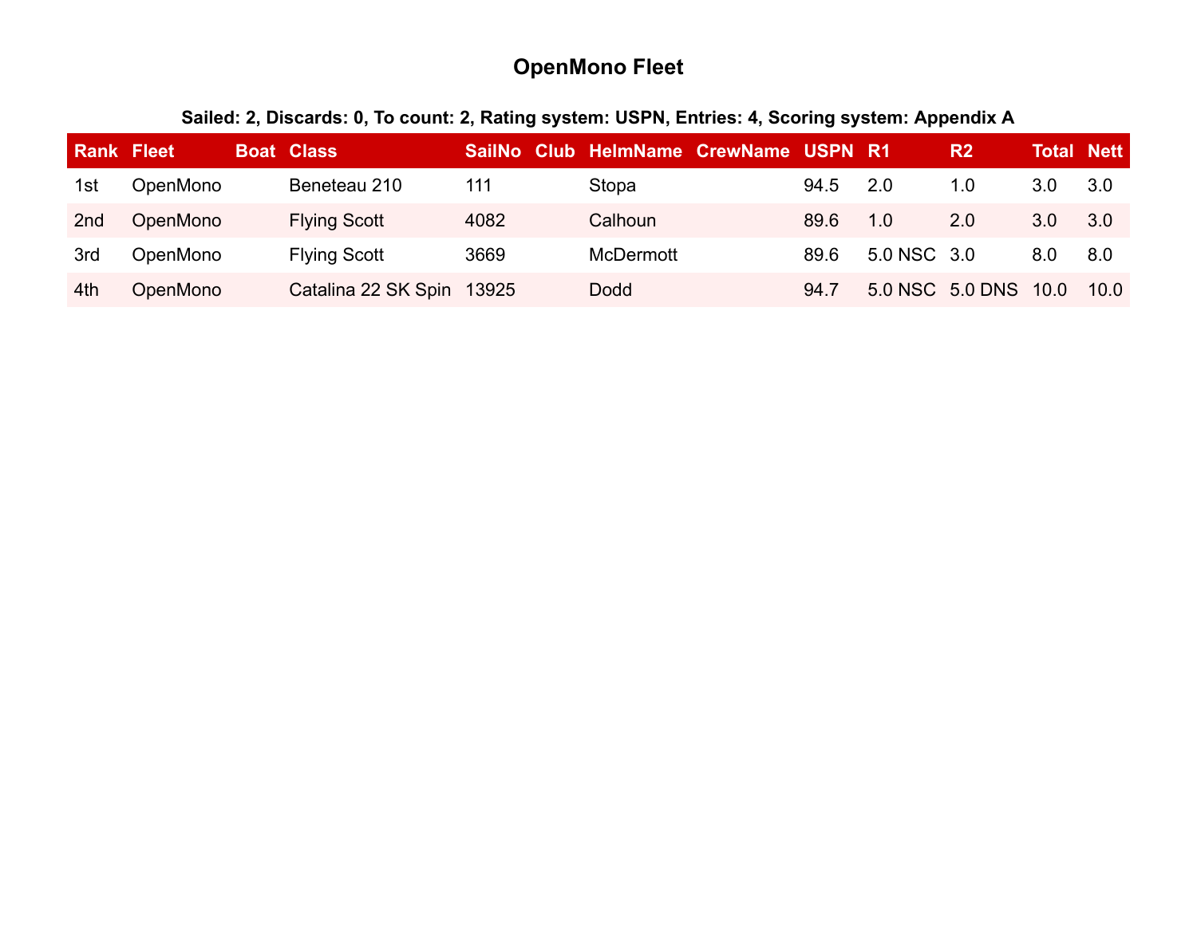# OpenMono Fleet

**Sailed: 2, Discards: 0, To count: 2, Rating system: USPN, Entries: 4, Scoring system: Appendix A**

| Rank | Fleet | Boat | Class | SailNo | Club | HelmName | CrewName | USPN | R1 | R2 | Total | Nett |
|---|---|---|---|---|---|---|---|---|---|---|---|---|
| 1st | OpenMono | | Beneteau 210 | 111 | | Stopa | | 94.5 | 2.0 | 1.0 | 3.0 | 3.0 |
| 2nd | OpenMono | | Flying Scott | 4082 | | Calhoun | | 89.6 | 1.0 | 2.0 | 3.0 | 3.0 |
| 3rd | OpenMono | | Flying Scott | 3669 | | McDermott | | 89.6 | 5.0 NSC | 3.0 | 8.0 | 8.0 |
| 4th | OpenMono | | Catalina 22 SK Spin | 13925 | | Dodd | | 94.7 | 5.0 NSC | 5.0 DNS | 10.0 | 10.0 |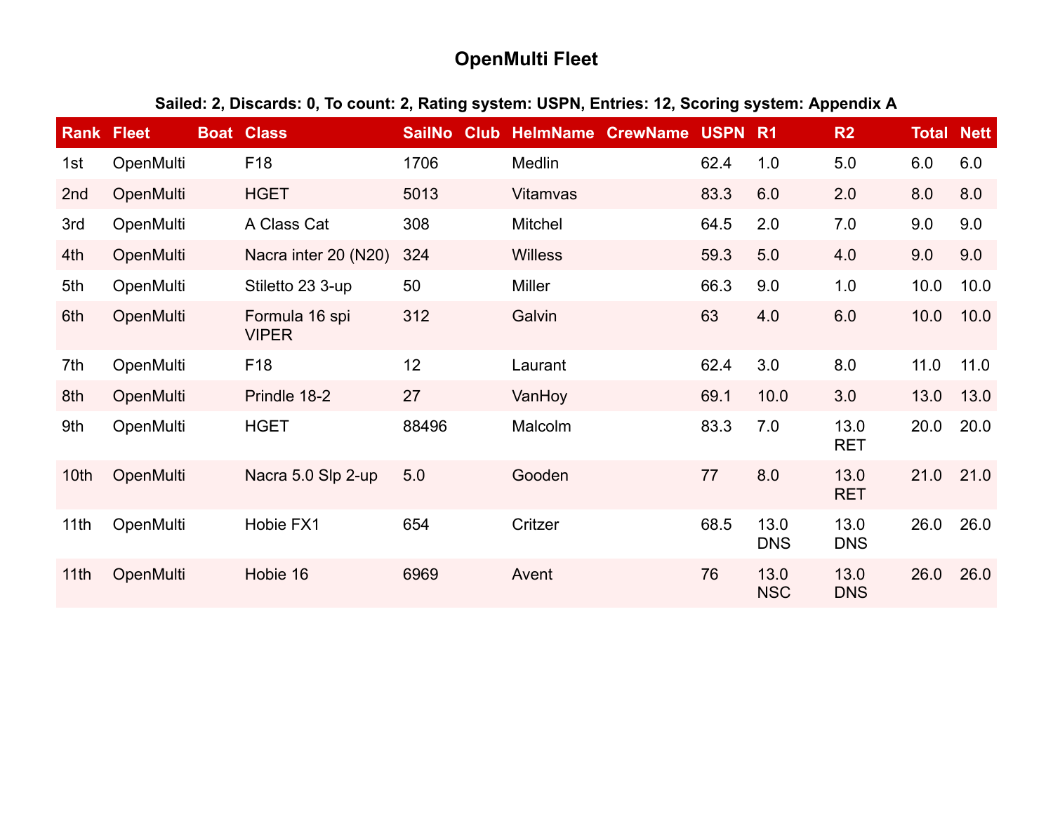# OpenMulti Fleet

**Sailed: 2, Discards: 0, To count: 2, Rating system: USPN, Entries: 12, Scoring system: Appendix A**

| Rank | Fleet | Boat | Class | SailNo | Club | HelmName | CrewName | USPN | R1 | R2 | Total | Nett |
|---|---|---|---|---|---|---|---|---|---|---|---|---|
| 1st | OpenMulti | | F18 | 1706 | | Medlin | | 62.4 | 1.0 | 5.0 | 6.0 | 6.0 |
| 2nd | OpenMulti | | HGET | 5013 | | Vitamvas | | 83.3 | 6.0 | 2.0 | 8.0 | 8.0 |
| 3rd | OpenMulti | | A Class Cat | 308 | | Mitchel | | 64.5 | 2.0 | 7.0 | 9.0 | 9.0 |
| 4th | OpenMulti | | Nacra inter 20 (N20) | 324 | | Willess | | 59.3 | 5.0 | 4.0 | 9.0 | 9.0 |
| 5th | OpenMulti | | Stiletto 23 3-up | 50 | | Miller | | 66.3 | 9.0 | 1.0 | 10.0 | 10.0 |
| 6th | OpenMulti | | Formula 16 spi VIPER | 312 | | Galvin | | 63 | 4.0 | 6.0 | 10.0 | 10.0 |
| 7th | OpenMulti | | F18 | 12 | | Laurant | | 62.4 | 3.0 | 8.0 | 11.0 | 11.0 |
| 8th | OpenMulti | | Prindle 18-2 | 27 | | VanHoy | | 69.1 | 10.0 | 3.0 | 13.0 | 13.0 |
| 9th | OpenMulti | | HGET | 88496 | | Malcolm | | 83.3 | 7.0 | 13.0 RET | 20.0 | 20.0 |
| 10th | OpenMulti | | Nacra 5.0 Slp 2-up | 5.0 | | Gooden | | 77 | 8.0 | 13.0 RET | 21.0 | 21.0 |
| 11th | OpenMulti | | Hobie FX1 | 654 | | Critzer | | 68.5 | 13.0 DNS | 13.0 DNS | 26.0 | 26.0 |
| 11th | OpenMulti | | Hobie 16 | 6969 | | Avent | | 76 | 13.0 NSC | 13.0 DNS | 26.0 | 26.0 |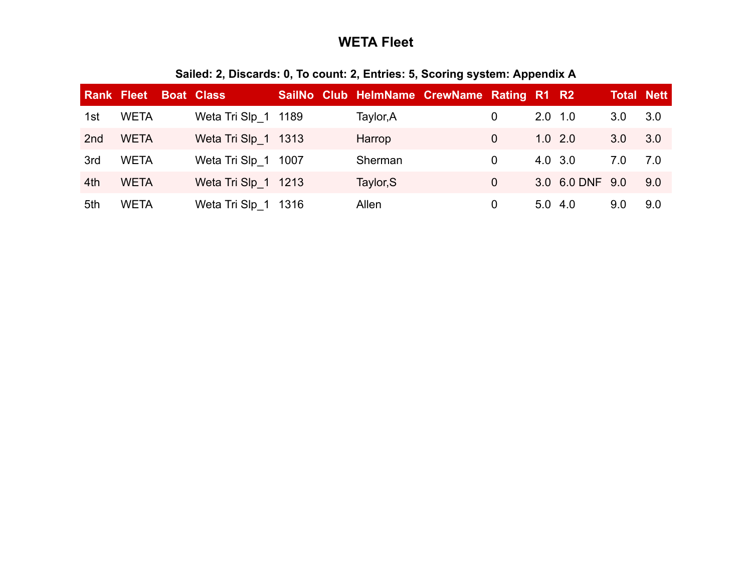# WETA Fleet

**Sailed: 2, Discards: 0, To count: 2, Entries: 5, Scoring system: Appendix A**

| Rank | Fleet | Boat | Class | SailNo | Club | HelmName | CrewName | Rating | R1 | R2 | Total | Nett |
|---|---|---|---|---|---|---|---|---|---|---|---|---|
| 1st | WETA | | Weta Tri Slp_1 | 1189 | | Taylor,A | | 0 | 2.0 | 1.0 | 3.0 | 3.0 |
| 2nd | WETA | | Weta Tri Slp_1 | 1313 | | Harrop | | 0 | 1.0 | 2.0 | 3.0 | 3.0 |
| 3rd | WETA | | Weta Tri Slp_1 | 1007 | | Sherman | | 0 | 4.0 | 3.0 | 7.0 | 7.0 |
| 4th | WETA | | Weta Tri Slp_1 | 1213 | | Taylor,S | | 0 | 3.0 | 6.0 DNF | 9.0 | 9.0 |
| 5th | WETA | | Weta Tri Slp_1 | 1316 | | Allen | | 0 | 5.0 | 4.0 | 9.0 | 9.0 |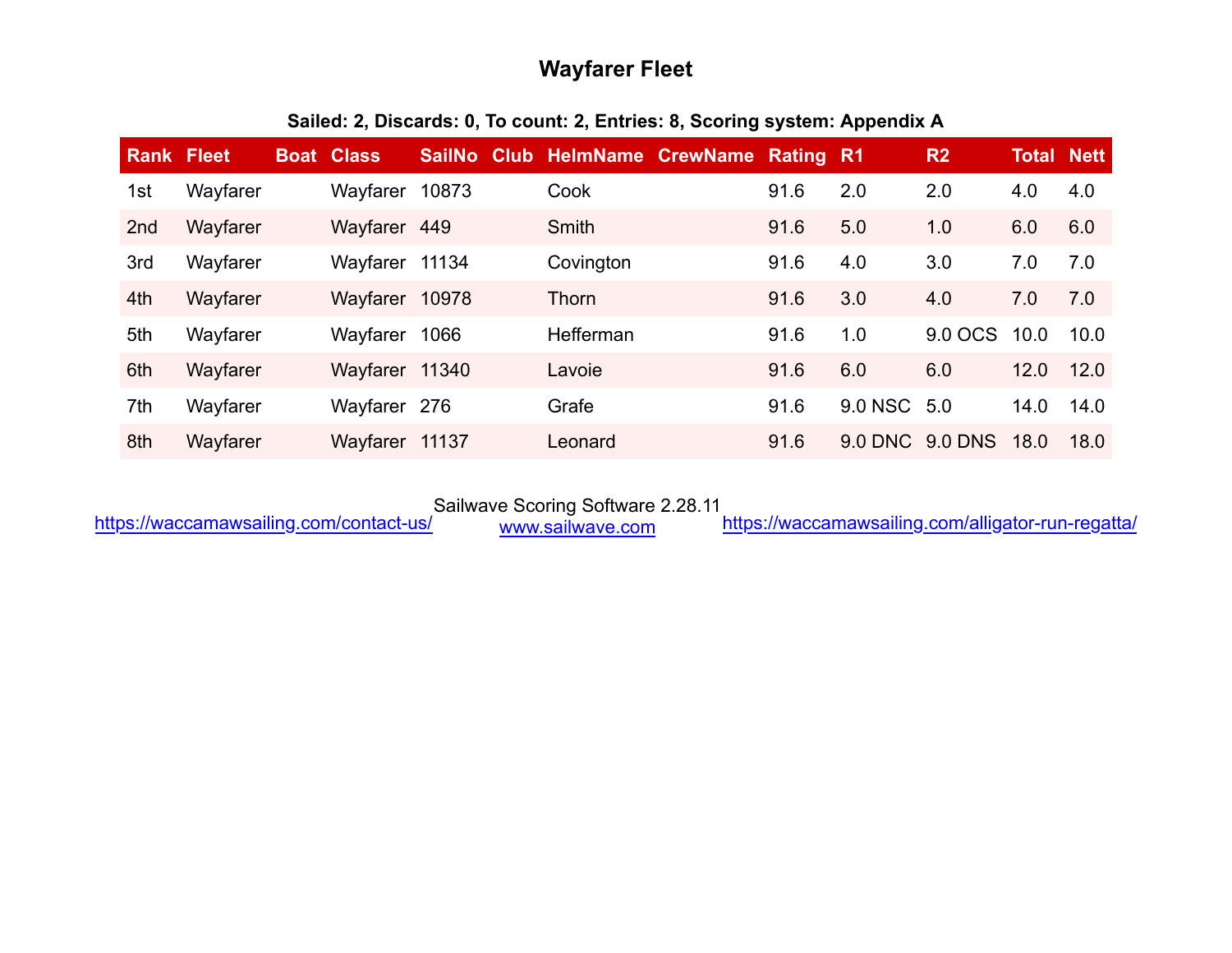# Wayfarer Fleet

**Sailed: 2, Discards: 0, To count: 2, Entries: 8, Scoring system: Appendix A**

| Rank | Fleet | Boat | Class | SailNo | Club | HelmName | CrewName | Rating | R1 | R2 | Total | Nett |
|---|---|---|---|---|---|---|---|---|---|---|---|---|
| 1st | Wayfarer | | Wayfarer | 10873 | | Cook | | 91.6 | 2.0 | 2.0 | 4.0 | 4.0 |
| 2nd | Wayfarer | | Wayfarer | 449 | | Smith | | 91.6 | 5.0 | 1.0 | 6.0 | 6.0 |
| 3rd | Wayfarer | | Wayfarer | 11134 | | Covington | | 91.6 | 4.0 | 3.0 | 7.0 | 7.0 |
| 4th | Wayfarer | | Wayfarer | 10978 | | Thorn | | 91.6 | 3.0 | 4.0 | 7.0 | 7.0 |
| 5th | Wayfarer | | Wayfarer | 1066 | | Hefferman | | 91.6 | 1.0 | 9.0 OCS | 10.0 | 10.0 |
| 6th | Wayfarer | | Wayfarer | 11340 | | Lavoie | | 91.6 | 6.0 | 6.0 | 12.0 | 12.0 |
| 7th | Wayfarer | | Wayfarer | 276 | | Grafe | | 91.6 | 9.0 NSC | 5.0 | 14.0 | 14.0 |
| 8th | Wayfarer | | Wayfarer | 11137 | | Leonard | | 91.6 | 9.0 DNC | 9.0 DNS | 18.0 | 18.0 |

https://waccamawsailing.com/contact-us/

Sailwave Scoring Software 2.28.11
www.sailwave.com

https://waccamawsailing.com/alligator-run-regatta/